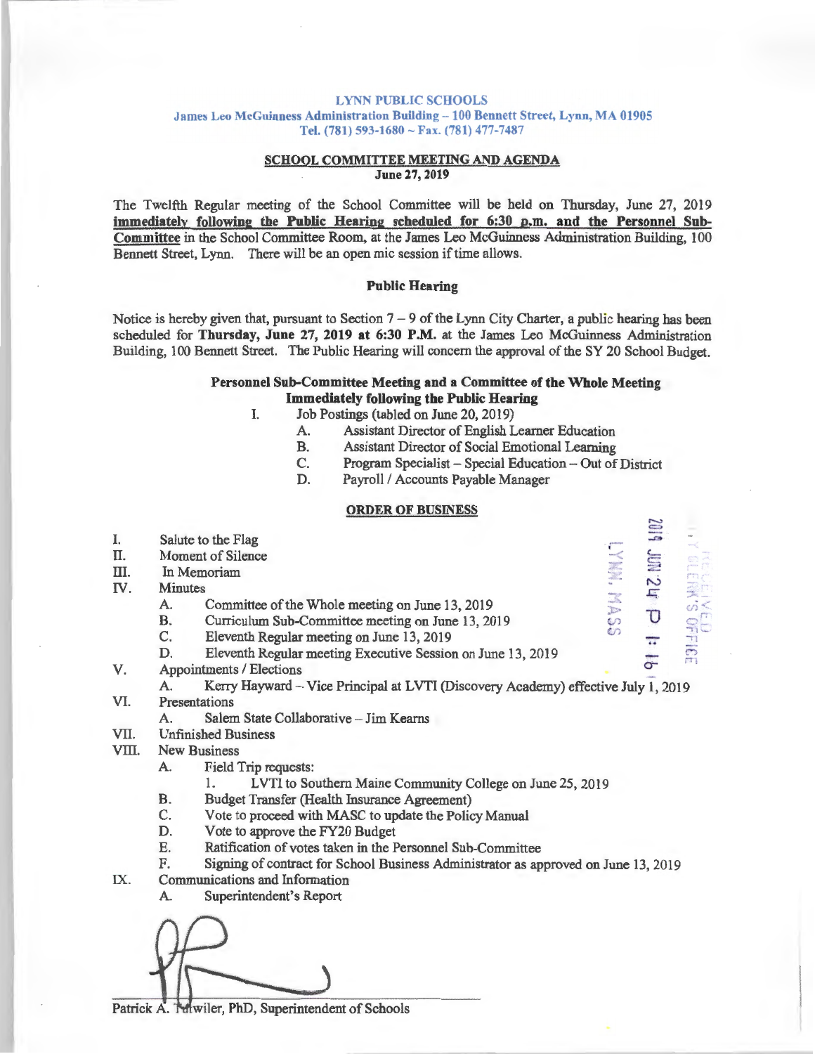LYNN PUBLIC SCHOOLS

James Leo McGuinness Administration Building – 100 Bennett Street, Lynn, MA 01905

Tel. (781) 593-1680 ~ Fax. (781) 477-7487

## SCHOOL COMMITTEE MEETING AND AGENDA

**June 27, 2019**

The Twelfth Regular meeting of the School Committee will be held on Thursday, June 27, 2019 **immediately following the Public Hearing scheduled for 6:30 p.m. and the Personnel Sub-Committee** in the School Committee Room, at the James Leo McGuinness Administration Building, 100 Bennett Street, Lynn. There will be an open mic session if time allows.

### Public Hearing

Notice is hereby given that, pursuant to Section 7 – 9 of the Lynn City Charter, a public hearing has been scheduled for **Thursday, June 27, 2019 at 6:30 P.M.** at the James Leo McGuinness Administration Building, 100 Bennett Street. The Public Hearing will concern the approval of the SY 20 School Budget.

### Personnel Sub-Committee Meeting and a Committee of the Whole Meeting Immediately following the Public Hearing

I. Job Postings (tabled on June 20, 2019)
   - A. Assistant Director of English Learner Education
   - B. Assistant Director of Social Emotional Learning
   - C. Program Specialist – Special Education – Out of District
   - D. Payroll / Accounts Payable Manager

### ORDER OF BUSINESS

I. Salute to the Flag

II. Moment of Silence

III. In Memoriam

IV. Minutes
   - A. Committee of the Whole meeting on June 13, 2019
   - B. Curriculum Sub-Committee meeting on June 13, 2019
   - C. Eleventh Regular meeting on June 13, 2019
   - D. Eleventh Regular meeting Executive Session on June 13, 2019

V. Appointments / Elections
   - A. Kerry Hayward – Vice Principal at LVTI (Discovery Academy) effective July 1, 2019

VI. Presentations
   - A. Salem State Collaborative – Jim Kearns

VII. Unfinished Business

VIII. New Business
   - A. Field Trip requests:
     1. LVTI to Southern Maine Community College on June 25, 2019
   - B. Budget Transfer (Health Insurance Agreement)
   - C. Vote to proceed with MASC to update the Policy Manual
   - D. Vote to approve the FY20 Budget
   - E. Ratification of votes taken in the Personnel Sub-Committee
   - F. Signing of contract for School Business Administrator as approved on June 13, 2019

IX. Communications and Information
   - A. Superintendent's Report

2019 JUN 24 P 1:16
LYNN, MASS
RECEIVED CITY CLERK'S OFFICE

Patrick A. Tutwiler, PhD, Superintendent of Schools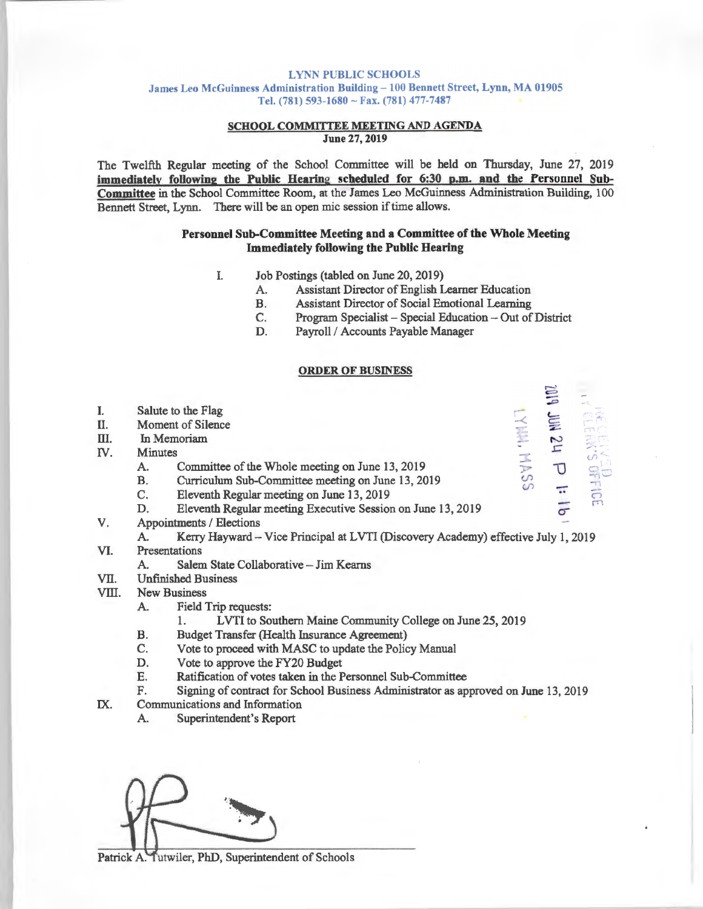LYNN PUBLIC SCHOOLS
James Leo McGuinness Administration Building – 100 Bennett Street, Lynn, MA 01905
Tel. (781) 593-1680 ~ Fax. (781) 477-7487

## SCHOOL COMMITTEE MEETING AND AGENDA

**June 27, 2019**

The Twelfth Regular meeting of the School Committee will be held on Thursday, June 27, 2019 **immediately following the Public Hearing scheduled for 6:30 p.m. and the Personnel Sub-Committee** in the School Committee Room, at the James Leo McGuinness Administration Building, 100 Bennett Street, Lynn. There will be an open mic session if time allows.

### Personnel Sub-Committee Meeting and a Committee of the Whole Meeting Immediately following the Public Hearing

I. Job Postings (tabled on June 20, 2019)
   - A. Assistant Director of English Learner Education
   - B. Assistant Director of Social Emotional Learning
   - C. Program Specialist – Special Education – Out of District
   - D. Payroll / Accounts Payable Manager

### ORDER OF BUSINESS

I. Salute to the Flag
II. Moment of Silence
III. In Memoriam
IV. Minutes
   - A. Committee of the Whole meeting on June 13, 2019
   - B. Curriculum Sub-Committee meeting on June 13, 2019
   - C. Eleventh Regular meeting on June 13, 2019
   - D. Eleventh Regular meeting Executive Session on June 13, 2019

V. Appointments / Elections
   - A. Kerry Hayward – Vice Principal at LVTI (Discovery Academy) effective July 1, 2019

VI. Presentations
   - A. Salem State Collaborative – Jim Kearns

VII. Unfinished Business
VIII. New Business
   - A. Field Trip requests:
     1. LVTI to Southern Maine Community College on June 25, 2019
   - B. Budget Transfer (Health Insurance Agreement)
   - C. Vote to proceed with MASC to update the Policy Manual
   - D. Vote to approve the FY20 Budget
   - E. Ratification of votes taken in the Personnel Sub-Committee
   - F. Signing of contract for School Business Administrator as approved on June 13, 2019

IX. Communications and Information
   - A. Superintendent's Report

RECEIVED CITY CLERK'S OFFICE LYNN, MASS 2019 JUN 24 P 1:16

Patrick A. Tutwiler, PhD, Superintendent of Schools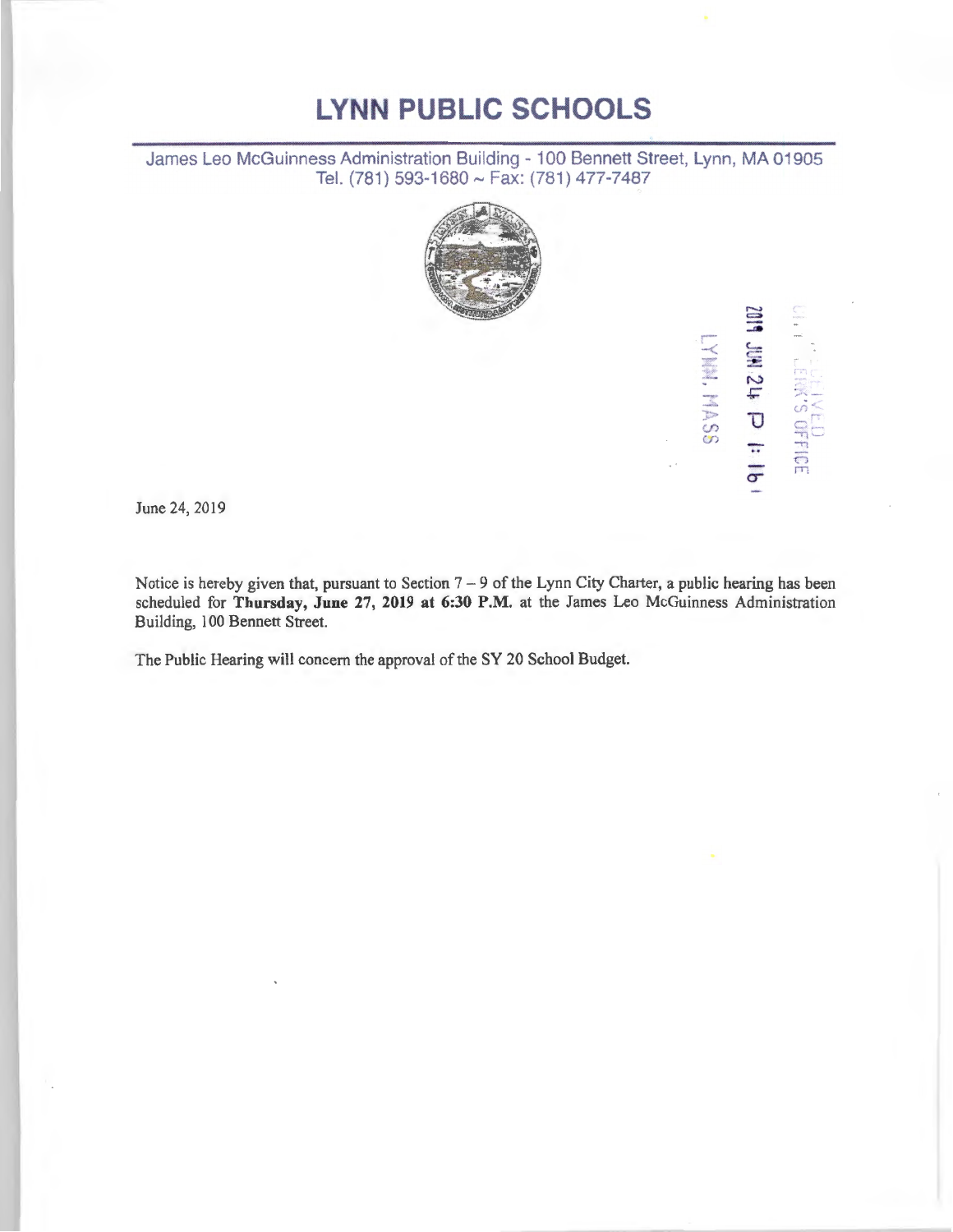# LYNN PUBLIC SCHOOLS

James Leo McGuinness Administration Building - 100 Bennett Street, Lynn, MA 01905
Tel. (781) 593-1680 ~ Fax: (781) 477-7487

RECEIVED
CITY CLERK'S OFFICE
2019 JUN 24 P 1:16
LYNN, MASS

June 24, 2019

Notice is hereby given that, pursuant to Section 7 – 9 of the Lynn City Charter, a public hearing has been scheduled for **Thursday, June 27, 2019 at 6:30 P.M.** at the James Leo McGuinness Administration Building, 100 Bennett Street.

The Public Hearing will concern the approval of the SY 20 School Budget.